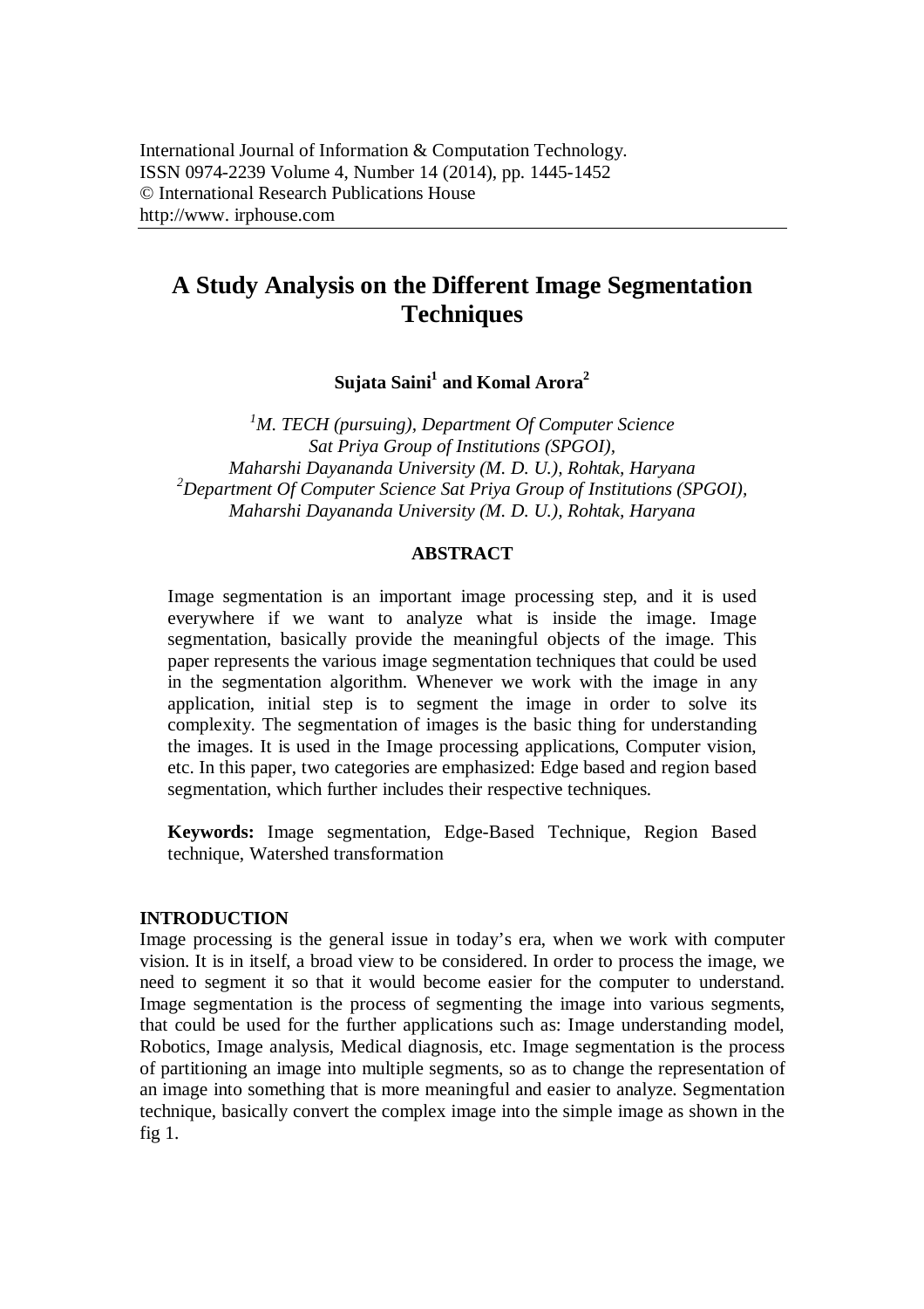International Journal of Information & Computation Technology.
ISSN 0974-2239 Volume 4, Number 14 (2014), pp. 1445-1452
© International Research Publications House
http://www. irphouse.com

# A Study Analysis on the Different Image Segmentation Techniques

**Sujata Saini[1] and Komal Arora[2]**

*[1]M. TECH (pursuing), Department Of Computer Science Sat Priya Group of Institutions (SPGOI), Maharshi Dayananda University (M. D. U.), Rohtak, Haryana*
*[2]Department Of Computer Science Sat Priya Group of Institutions (SPGOI), Maharshi Dayananda University (M. D. U.), Rohtak, Haryana*

## ABSTRACT

Image segmentation is an important image processing step, and it is used everywhere if we want to analyze what is inside the image. Image segmentation, basically provide the meaningful objects of the image. This paper represents the various image segmentation techniques that could be used in the segmentation algorithm. Whenever we work with the image in any application, initial step is to segment the image in order to solve its complexity. The segmentation of images is the basic thing for understanding the images. It is used in the Image processing applications, Computer vision, etc. In this paper, two categories are emphasized: Edge based and region based segmentation, which further includes their respective techniques.

**Keywords:** Image segmentation, Edge-Based Technique, Region Based technique, Watershed transformation

## INTRODUCTION

Image processing is the general issue in today's era, when we work with computer vision. It is in itself, a broad view to be considered. In order to process the image, we need to segment it so that it would become easier for the computer to understand. Image segmentation is the process of segmenting the image into various segments, that could be used for the further applications such as: Image understanding model, Robotics, Image analysis, Medical diagnosis, etc. Image segmentation is the process of partitioning an image into multiple segments, so as to change the representation of an image into something that is more meaningful and easier to analyze. Segmentation technique, basically convert the complex image into the simple image as shown in the fig 1.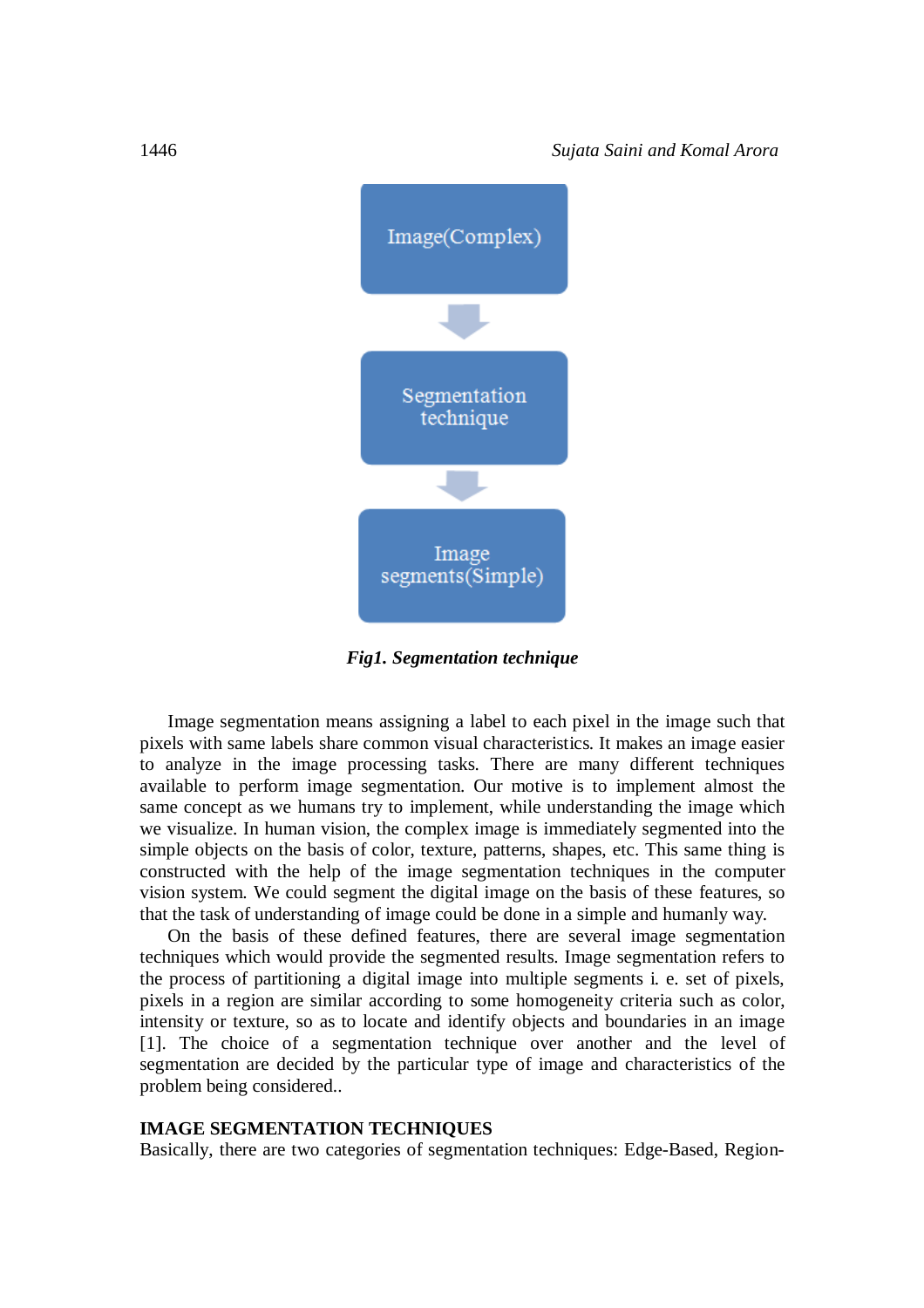Image(Complex)

Segmentation technique

Image segments(Simple)

***Fig1. Segmentation technique***

Image segmentation means assigning a label to each pixel in the image such that pixels with same labels share common visual characteristics. It makes an image easier to analyze in the image processing tasks. There are many different techniques available to perform image segmentation. Our motive is to implement almost the same concept as we humans try to implement, while understanding the image which we visualize. In human vision, the complex image is immediately segmented into the simple objects on the basis of color, texture, patterns, shapes, etc. This same thing is constructed with the help of the image segmentation techniques in the computer vision system. We could segment the digital image on the basis of these features, so that the task of understanding of image could be done in a simple and humanly way.

On the basis of these defined features, there are several image segmentation techniques which would provide the segmented results. Image segmentation refers to the process of partitioning a digital image into multiple segments i. e. set of pixels, pixels in a region are similar according to some homogeneity criteria such as color, intensity or texture, so as to locate and identify objects and boundaries in an image [1]. The choice of a segmentation technique over another and the level of segmentation are decided by the particular type of image and characteristics of the problem being considered..

## IMAGE SEGMENTATION TECHNIQUES

Basically, there are two categories of segmentation techniques: Edge-Based, Region-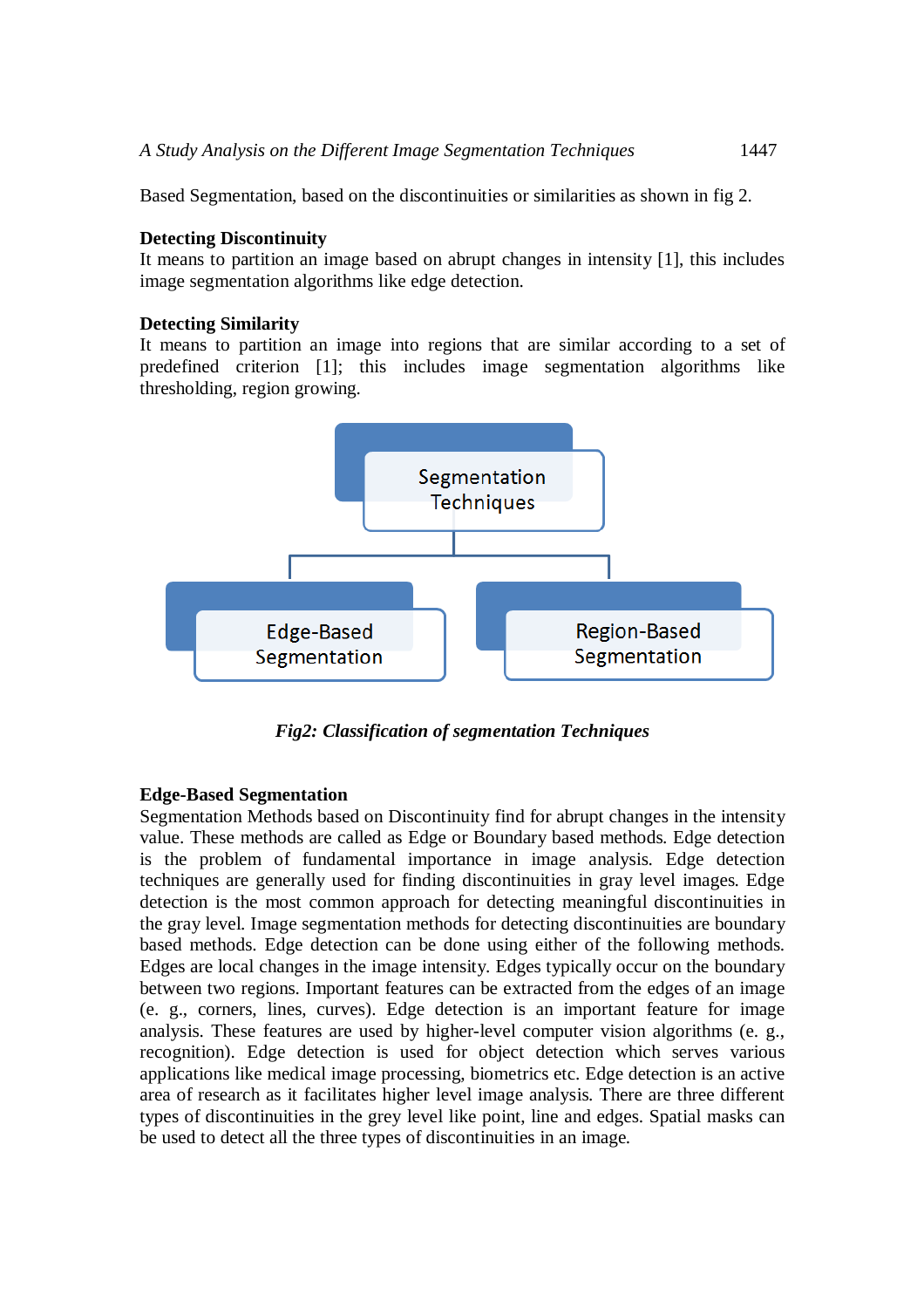Based Segmentation, based on the discontinuities or similarities as shown in fig 2.

**Detecting Discontinuity**
It means to partition an image based on abrupt changes in intensity [1], this includes image segmentation algorithms like edge detection.

**Detecting Similarity**
It means to partition an image into regions that are similar according to a set of predefined criterion [1]; this includes image segmentation algorithms like thresholding, region growing.

Segmentation Techniques

Edge-Based Segmentation

Region-Based Segmentation

***Fig2: Classification of segmentation Techniques***

**Edge-Based Segmentation**
Segmentation Methods based on Discontinuity find for abrupt changes in the intensity value. These methods are called as Edge or Boundary based methods. Edge detection is the problem of fundamental importance in image analysis. Edge detection techniques are generally used for finding discontinuities in gray level images. Edge detection is the most common approach for detecting meaningful discontinuities in the gray level. Image segmentation methods for detecting discontinuities are boundary based methods. Edge detection can be done using either of the following methods. Edges are local changes in the image intensity. Edges typically occur on the boundary between two regions. Important features can be extracted from the edges of an image (e. g., corners, lines, curves). Edge detection is an important feature for image analysis. These features are used by higher-level computer vision algorithms (e. g., recognition). Edge detection is used for object detection which serves various applications like medical image processing, biometrics etc. Edge detection is an active area of research as it facilitates higher level image analysis. There are three different types of discontinuities in the grey level like point, line and edges. Spatial masks can be used to detect all the three types of discontinuities in an image.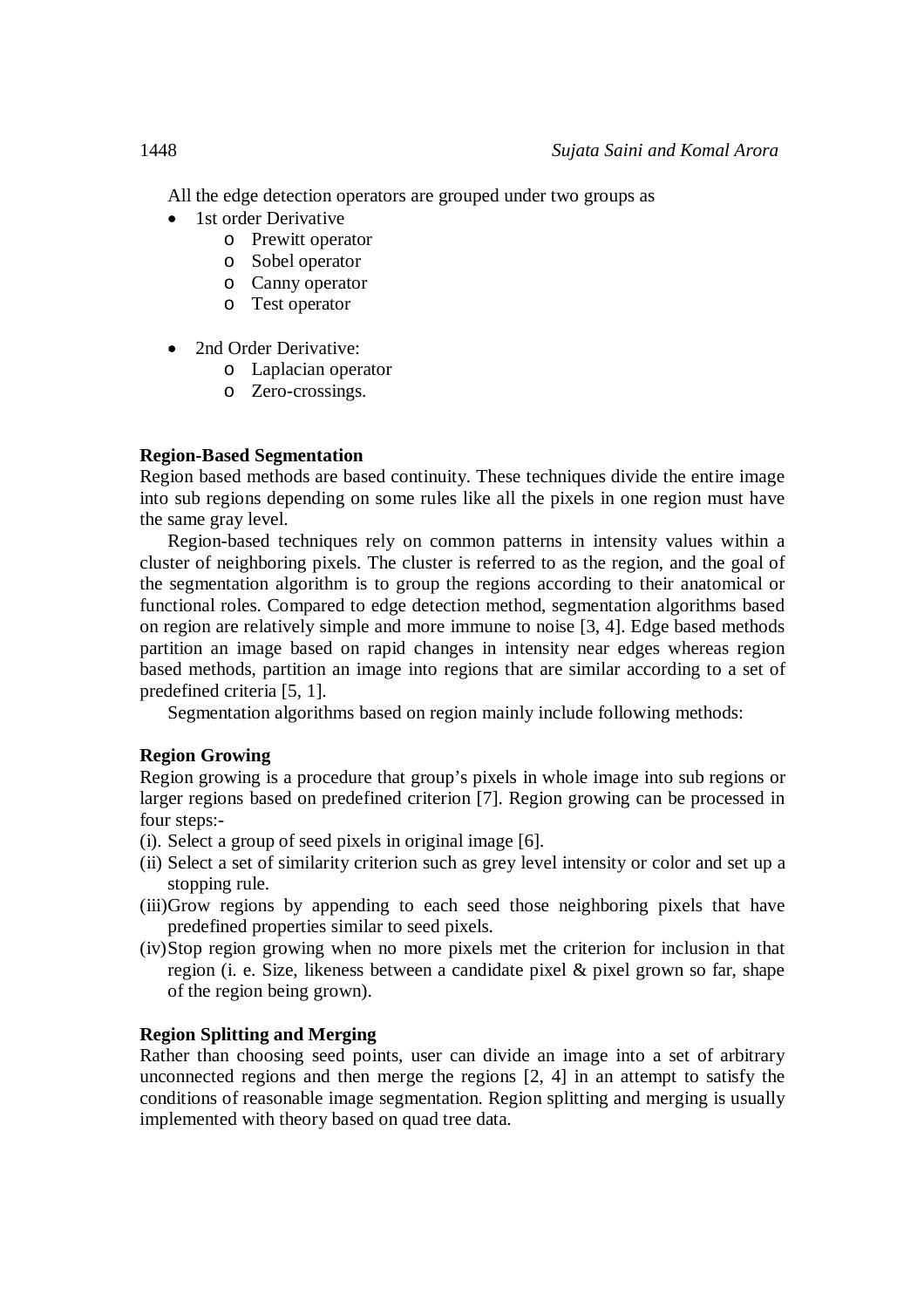All the edge detection operators are grouped under two groups as

- 1st order Derivative
    - Prewitt operator
    - Sobel operator
    - Canny operator
    - Test operator
- 2nd Order Derivative:
    - Laplacian operator
    - Zero-crossings.

**Region-Based Segmentation**

Region based methods are based continuity. These techniques divide the entire image into sub regions depending on some rules like all the pixels in one region must have the same gray level.

Region-based techniques rely on common patterns in intensity values within a cluster of neighboring pixels. The cluster is referred to as the region, and the goal of the segmentation algorithm is to group the regions according to their anatomical or functional roles. Compared to edge detection method, segmentation algorithms based on region are relatively simple and more immune to noise [3, 4]. Edge based methods partition an image based on rapid changes in intensity near edges whereas region based methods, partition an image into regions that are similar according to a set of predefined criteria [5, 1].

Segmentation algorithms based on region mainly include following methods:

**Region Growing**

Region growing is a procedure that group's pixels in whole image into sub regions or larger regions based on predefined criterion [7]. Region growing can be processed in four steps:-

(i). Select a group of seed pixels in original image [6].

(ii) Select a set of similarity criterion such as grey level intensity or color and set up a stopping rule.

(iii)Grow regions by appending to each seed those neighboring pixels that have predefined properties similar to seed pixels.

(iv)Stop region growing when no more pixels met the criterion for inclusion in that region (i. e. Size, likeness between a candidate pixel & pixel grown so far, shape of the region being grown).

**Region Splitting and Merging**

Rather than choosing seed points, user can divide an image into a set of arbitrary unconnected regions and then merge the regions [2, 4] in an attempt to satisfy the conditions of reasonable image segmentation. Region splitting and merging is usually implemented with theory based on quad tree data.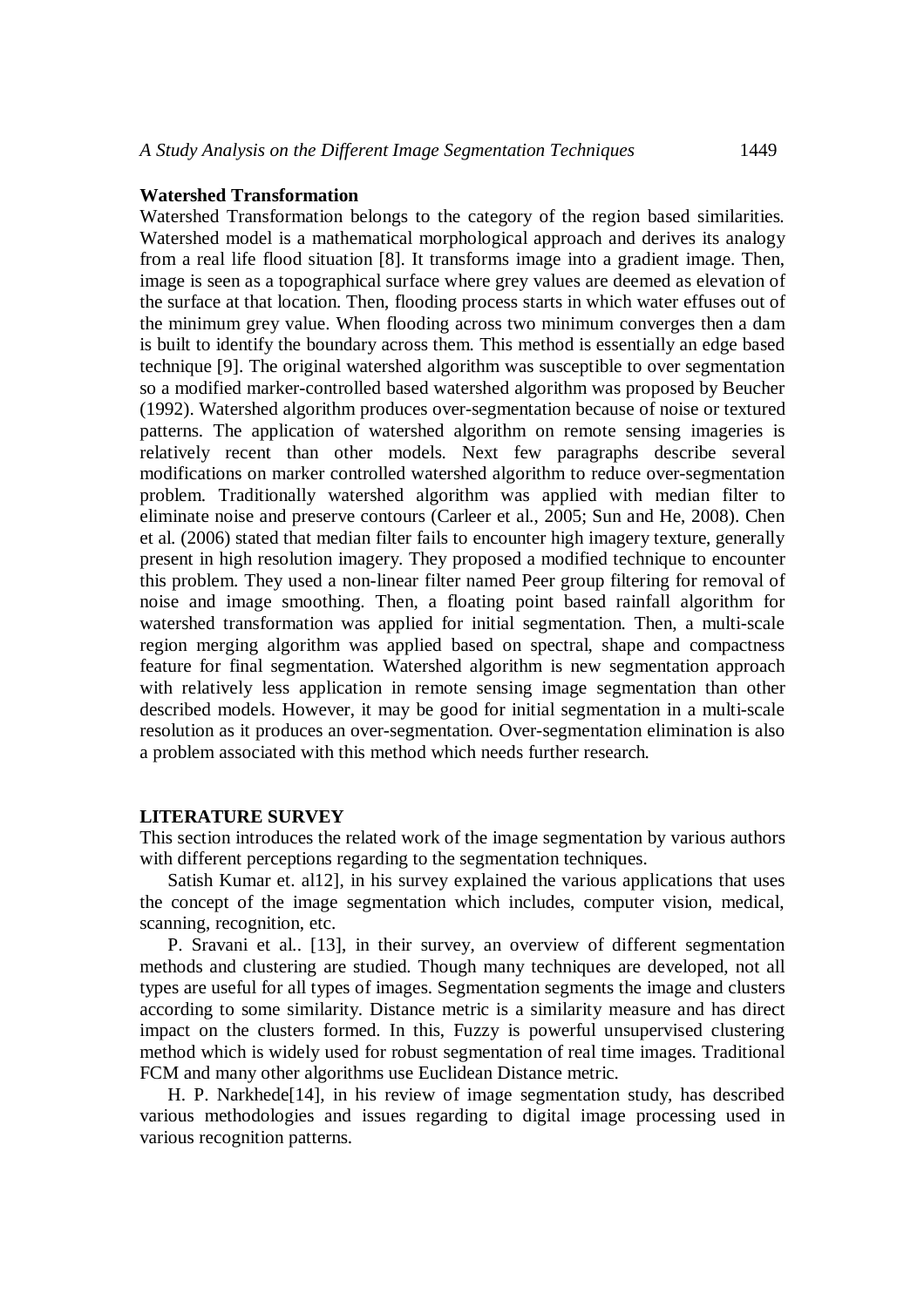### Watershed Transformation

Watershed Transformation belongs to the category of the region based similarities. Watershed model is a mathematical morphological approach and derives its analogy from a real life flood situation [8]. It transforms image into a gradient image. Then, image is seen as a topographical surface where grey values are deemed as elevation of the surface at that location. Then, flooding process starts in which water effuses out of the minimum grey value. When flooding across two minimum converges then a dam is built to identify the boundary across them. This method is essentially an edge based technique [9]. The original watershed algorithm was susceptible to over segmentation so a modified marker-controlled based watershed algorithm was proposed by Beucher (1992). Watershed algorithm produces over-segmentation because of noise or textured patterns. The application of watershed algorithm on remote sensing imageries is relatively recent than other models. Next few paragraphs describe several modifications on marker controlled watershed algorithm to reduce over-segmentation problem. Traditionally watershed algorithm was applied with median filter to eliminate noise and preserve contours (Carleer et al., 2005; Sun and He, 2008). Chen et al. (2006) stated that median filter fails to encounter high imagery texture, generally present in high resolution imagery. They proposed a modified technique to encounter this problem. They used a non-linear filter named Peer group filtering for removal of noise and image smoothing. Then, a floating point based rainfall algorithm for watershed transformation was applied for initial segmentation. Then, a multi-scale region merging algorithm was applied based on spectral, shape and compactness feature for final segmentation. Watershed algorithm is new segmentation approach with relatively less application in remote sensing image segmentation than other described models. However, it may be good for initial segmentation in a multi-scale resolution as it produces an over-segmentation. Over-segmentation elimination is also a problem associated with this method which needs further research.

## LITERATURE SURVEY

This section introduces the related work of the image segmentation by various authors with different perceptions regarding to the segmentation techniques.

Satish Kumar et. al12], in his survey explained the various applications that uses the concept of the image segmentation which includes, computer vision, medical, scanning, recognition, etc.

P. Sravani et al.. [13], in their survey, an overview of different segmentation methods and clustering are studied. Though many techniques are developed, not all types are useful for all types of images. Segmentation segments the image and clusters according to some similarity. Distance metric is a similarity measure and has direct impact on the clusters formed. In this, Fuzzy is powerful unsupervised clustering method which is widely used for robust segmentation of real time images. Traditional FCM and many other algorithms use Euclidean Distance metric.

H. P. Narkhede[14], in his review of image segmentation study, has described various methodologies and issues regarding to digital image processing used in various recognition patterns.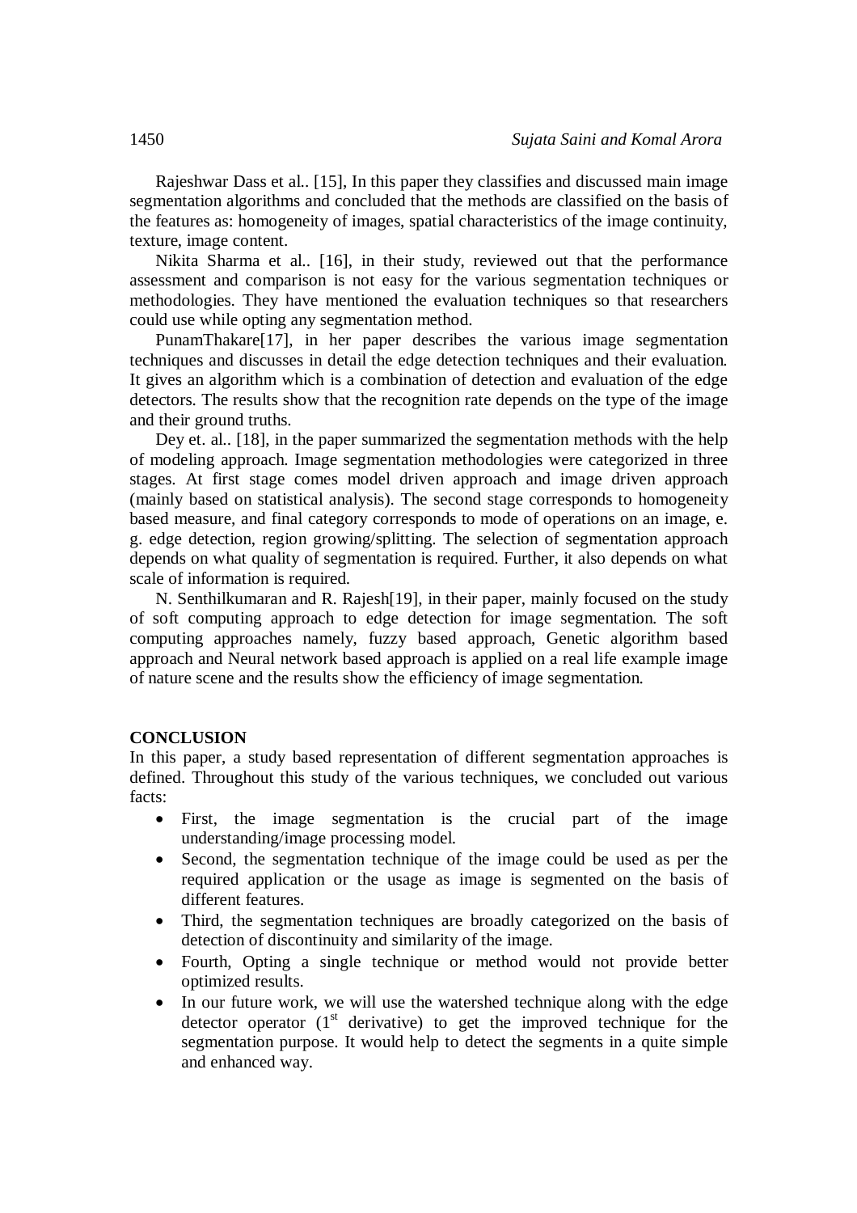Rajeshwar Dass et al.. [15], In this paper they classifies and discussed main image segmentation algorithms and concluded that the methods are classified on the basis of the features as: homogeneity of images, spatial characteristics of the image continuity, texture, image content.

Nikita Sharma et al.. [16], in their study, reviewed out that the performance assessment and comparison is not easy for the various segmentation techniques or methodologies. They have mentioned the evaluation techniques so that researchers could use while opting any segmentation method.

PunamThakare[17], in her paper describes the various image segmentation techniques and discusses in detail the edge detection techniques and their evaluation. It gives an algorithm which is a combination of detection and evaluation of the edge detectors. The results show that the recognition rate depends on the type of the image and their ground truths.

Dey et. al.. [18], in the paper summarized the segmentation methods with the help of modeling approach. Image segmentation methodologies were categorized in three stages. At first stage comes model driven approach and image driven approach (mainly based on statistical analysis). The second stage corresponds to homogeneity based measure, and final category corresponds to mode of operations on an image, e. g. edge detection, region growing/splitting. The selection of segmentation approach depends on what quality of segmentation is required. Further, it also depends on what scale of information is required.

N. Senthilkumaran and R. Rajesh[19], in their paper, mainly focused on the study of soft computing approach to edge detection for image segmentation. The soft computing approaches namely, fuzzy based approach, Genetic algorithm based approach and Neural network based approach is applied on a real life example image of nature scene and the results show the efficiency of image segmentation.

## CONCLUSION

In this paper, a study based representation of different segmentation approaches is defined. Throughout this study of the various techniques, we concluded out various facts:

- First, the image segmentation is the crucial part of the image understanding/image processing model.
- Second, the segmentation technique of the image could be used as per the required application or the usage as image is segmented on the basis of different features.
- Third, the segmentation techniques are broadly categorized on the basis of detection of discontinuity and similarity of the image.
- Fourth, Opting a single technique or method would not provide better optimized results.
- In our future work, we will use the watershed technique along with the edge detector operator ($1^{st}$ derivative) to get the improved technique for the segmentation purpose. It would help to detect the segments in a quite simple and enhanced way.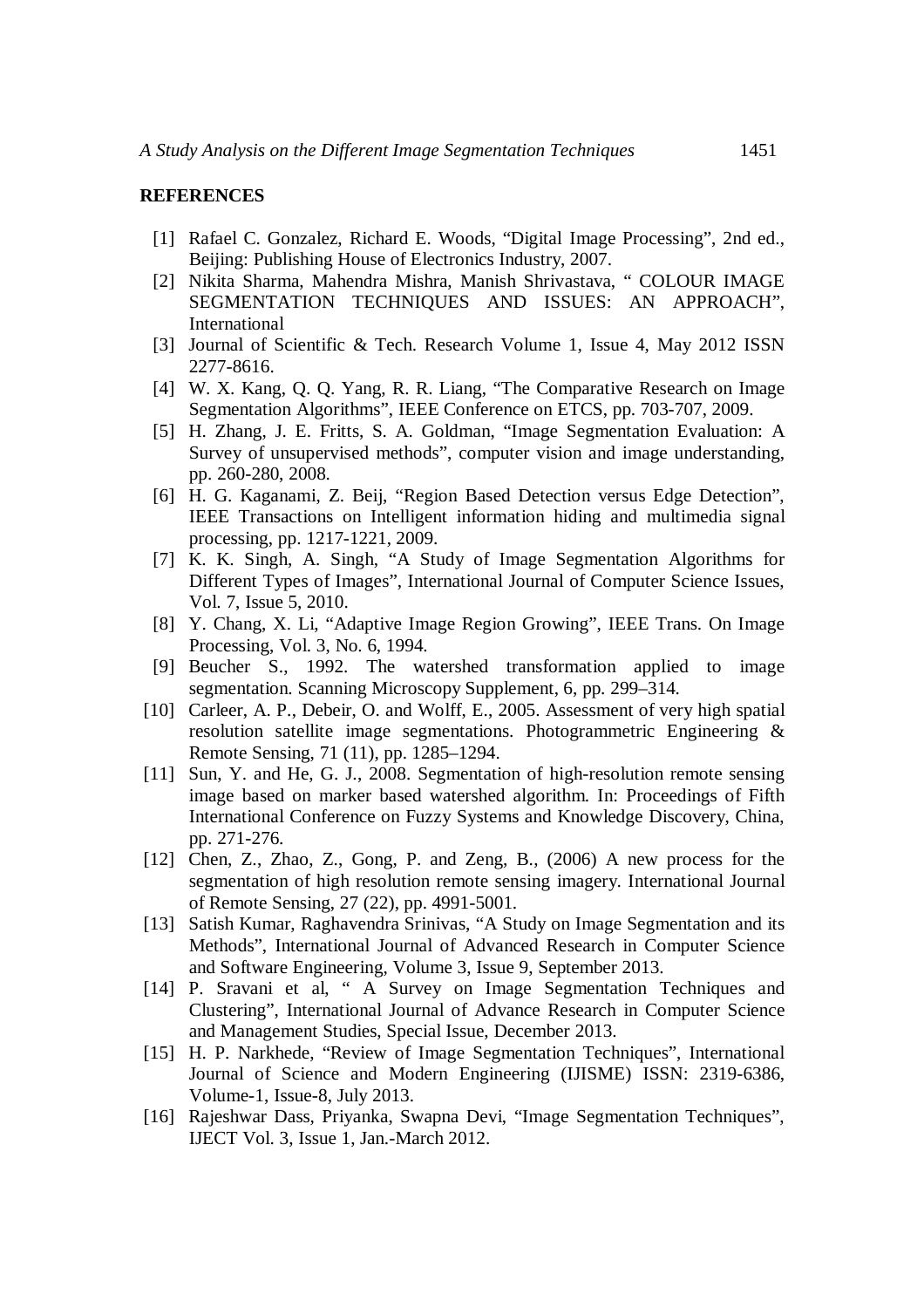## REFERENCES

[1] Rafael C. Gonzalez, Richard E. Woods, "Digital Image Processing", 2nd ed., Beijing: Publishing House of Electronics Industry, 2007.

[2] Nikita Sharma, Mahendra Mishra, Manish Shrivastava, " COLOUR IMAGE SEGMENTATION TECHNIQUES AND ISSUES: AN APPROACH", International

[3] Journal of Scientific & Tech. Research Volume 1, Issue 4, May 2012 ISSN 2277-8616.

[4] W. X. Kang, Q. Q. Yang, R. R. Liang, "The Comparative Research on Image Segmentation Algorithms", IEEE Conference on ETCS, pp. 703-707, 2009.

[5] H. Zhang, J. E. Fritts, S. A. Goldman, "Image Segmentation Evaluation: A Survey of unsupervised methods", computer vision and image understanding, pp. 260-280, 2008.

[6] H. G. Kaganami, Z. Beij, "Region Based Detection versus Edge Detection", IEEE Transactions on Intelligent information hiding and multimedia signal processing, pp. 1217-1221, 2009.

[7] K. K. Singh, A. Singh, "A Study of Image Segmentation Algorithms for Different Types of Images", International Journal of Computer Science Issues, Vol. 7, Issue 5, 2010.

[8] Y. Chang, X. Li, "Adaptive Image Region Growing", IEEE Trans. On Image Processing, Vol. 3, No. 6, 1994.

[9] Beucher S., 1992. The watershed transformation applied to image segmentation. Scanning Microscopy Supplement, 6, pp. 299–314.

[10] Carleer, A. P., Debeir, O. and Wolff, E., 2005. Assessment of very high spatial resolution satellite image segmentations. Photogrammetric Engineering & Remote Sensing, 71 (11), pp. 1285–1294.

[11] Sun, Y. and He, G. J., 2008. Segmentation of high-resolution remote sensing image based on marker based watershed algorithm. In: Proceedings of Fifth International Conference on Fuzzy Systems and Knowledge Discovery, China, pp. 271-276.

[12] Chen, Z., Zhao, Z., Gong, P. and Zeng, B., (2006) A new process for the segmentation of high resolution remote sensing imagery. International Journal of Remote Sensing, 27 (22), pp. 4991-5001.

[13] Satish Kumar, Raghavendra Srinivas, "A Study on Image Segmentation and its Methods", International Journal of Advanced Research in Computer Science and Software Engineering, Volume 3, Issue 9, September 2013.

[14] P. Sravani et al, " A Survey on Image Segmentation Techniques and Clustering", International Journal of Advance Research in Computer Science and Management Studies, Special Issue, December 2013.

[15] H. P. Narkhede, "Review of Image Segmentation Techniques", International Journal of Science and Modern Engineering (IJISME) ISSN: 2319-6386, Volume-1, Issue-8, July 2013.

[16] Rajeshwar Dass, Priyanka, Swapna Devi, "Image Segmentation Techniques", IJECT Vol. 3, Issue 1, Jan.-March 2012.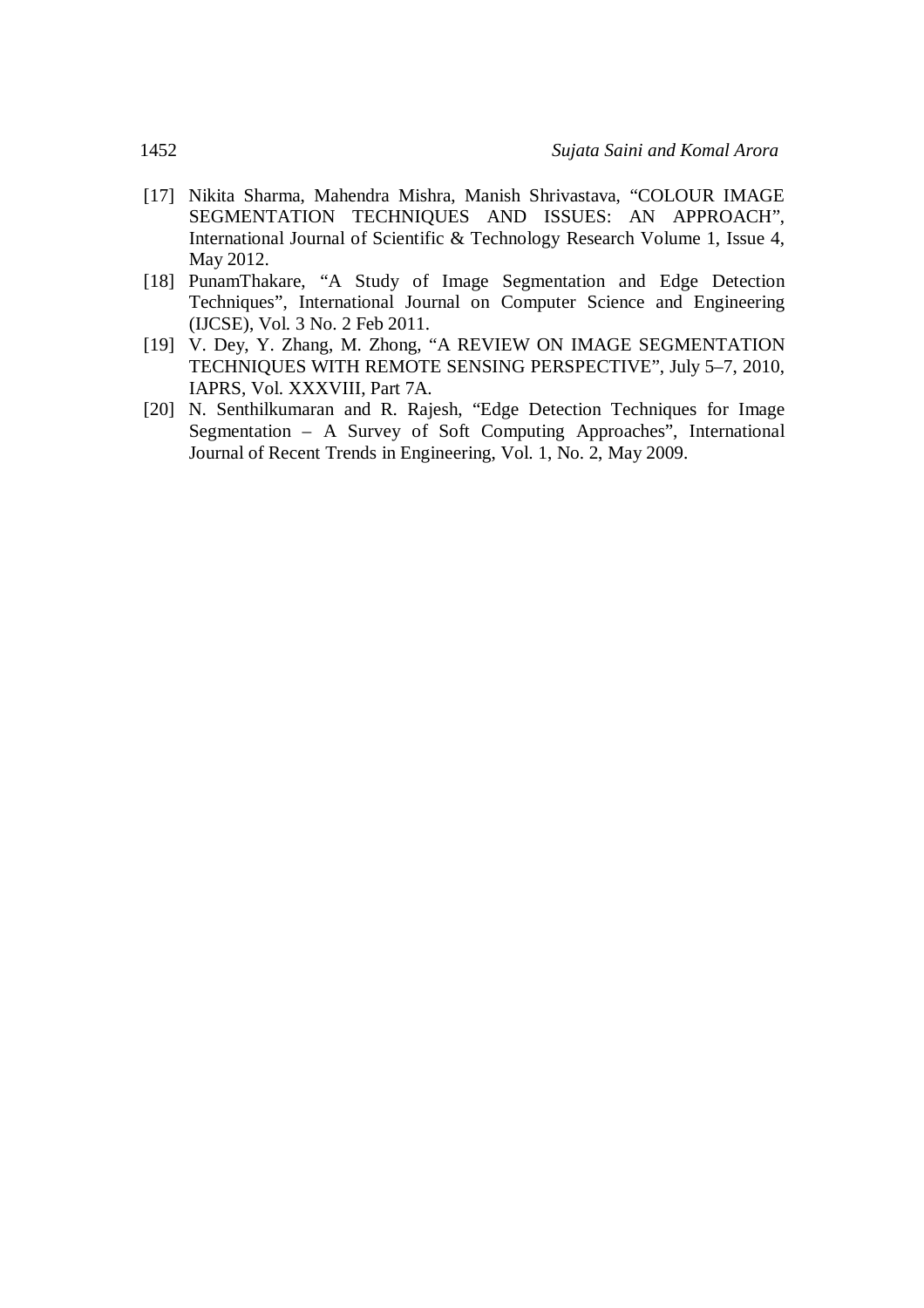[17] Nikita Sharma, Mahendra Mishra, Manish Shrivastava, "COLOUR IMAGE SEGMENTATION TECHNIQUES AND ISSUES: AN APPROACH", International Journal of Scientific & Technology Research Volume 1, Issue 4, May 2012.

[18] PunamThakare, "A Study of Image Segmentation and Edge Detection Techniques", International Journal on Computer Science and Engineering (IJCSE), Vol. 3 No. 2 Feb 2011.

[19] V. Dey, Y. Zhang, M. Zhong, "A REVIEW ON IMAGE SEGMENTATION TECHNIQUES WITH REMOTE SENSING PERSPECTIVE", July 5–7, 2010, IAPRS, Vol. XXXVIII, Part 7A.

[20] N. Senthilkumaran and R. Rajesh, "Edge Detection Techniques for Image Segmentation – A Survey of Soft Computing Approaches", International Journal of Recent Trends in Engineering, Vol. 1, No. 2, May 2009.